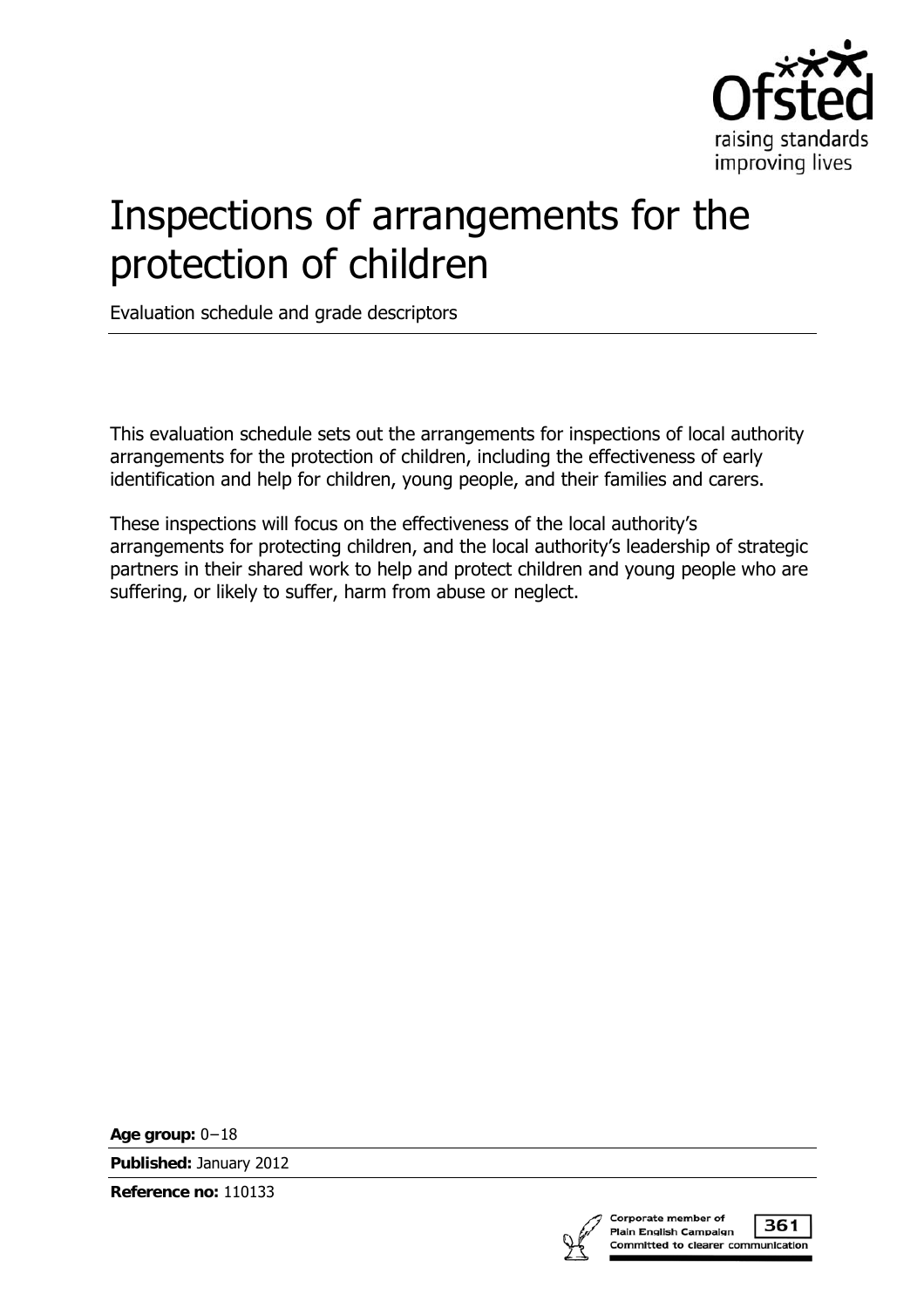# Inspections of arrangements for the protection of children

Evaluation schedule and grade descriptors

This evaluation schedule sets out the arrangements for inspections of local authority arrangements for the protection of children, including the effectiveness of early identification and help for children, young people, and their families and carers.

These inspections will focus on the effectiveness of the local authority's arrangements for protecting children, and the local authority's leadership of strategic partners in their shared work to help and protect children and young people who are suffering, or likely to suffer, harm from abuse or neglect.

**Age group:** 0–18

**Published:** January 2012

**Reference no:** 110133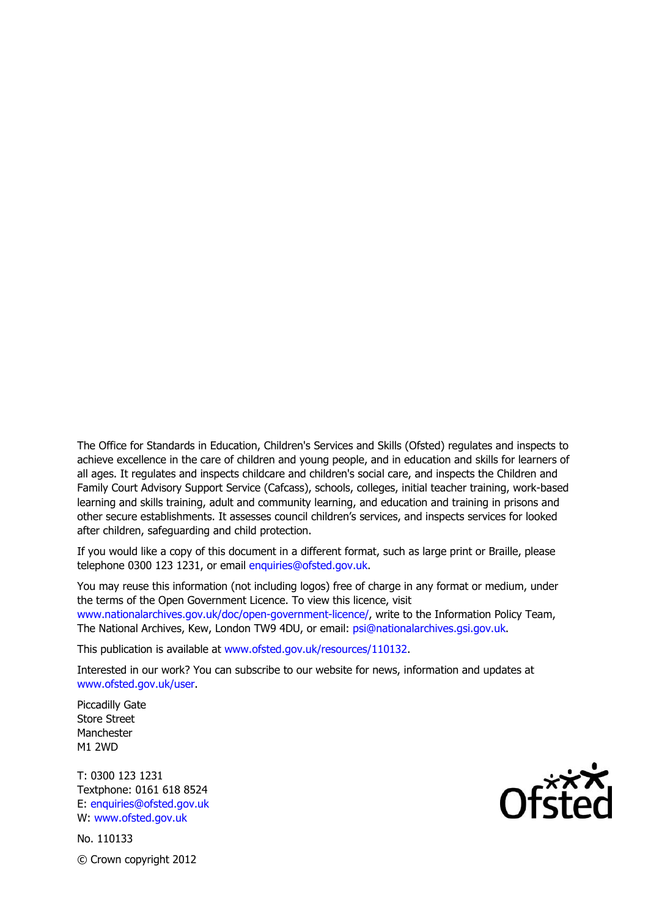The Office for Standards in Education, Children's Services and Skills (Ofsted) regulates and inspects to achieve excellence in the care of children and young people, and in education and skills for learners of all ages. It regulates and inspects childcare and children's social care, and inspects the Children and Family Court Advisory Support Service (Cafcass), schools, colleges, initial teacher training, work-based learning and skills training, adult and community learning, and education and training in prisons and other secure establishments. It assesses council children's services, and inspects services for looked after children, safeguarding and child protection.

If you would like a copy of this document in a different format, such as large print or Braille, please telephone 0300 123 1231, or email enquiries@ofsted.gov.uk.

You may reuse this information (not including logos) free of charge in any format or medium, under the terms of the Open Government Licence. To view this licence, visit www.nationalarchives.gov.uk/doc/open-government-licence/, write to the Information Policy Team, The National Archives, Kew, London TW9 4DU, or email: psi@nationalarchives.gsi.gov.uk.

This publication is available at www.ofsted.gov.uk/resources/110132.

Interested in our work? You can subscribe to our website for news, information and updates at www.ofsted.gov.uk/user.

Piccadilly Gate
Store Street
Manchester
M1 2WD

T: 0300 123 1231
Textphone: 0161 618 8524
E: enquiries@ofsted.gov.uk
W: www.ofsted.gov.uk

No. 110133

© Crown copyright 2012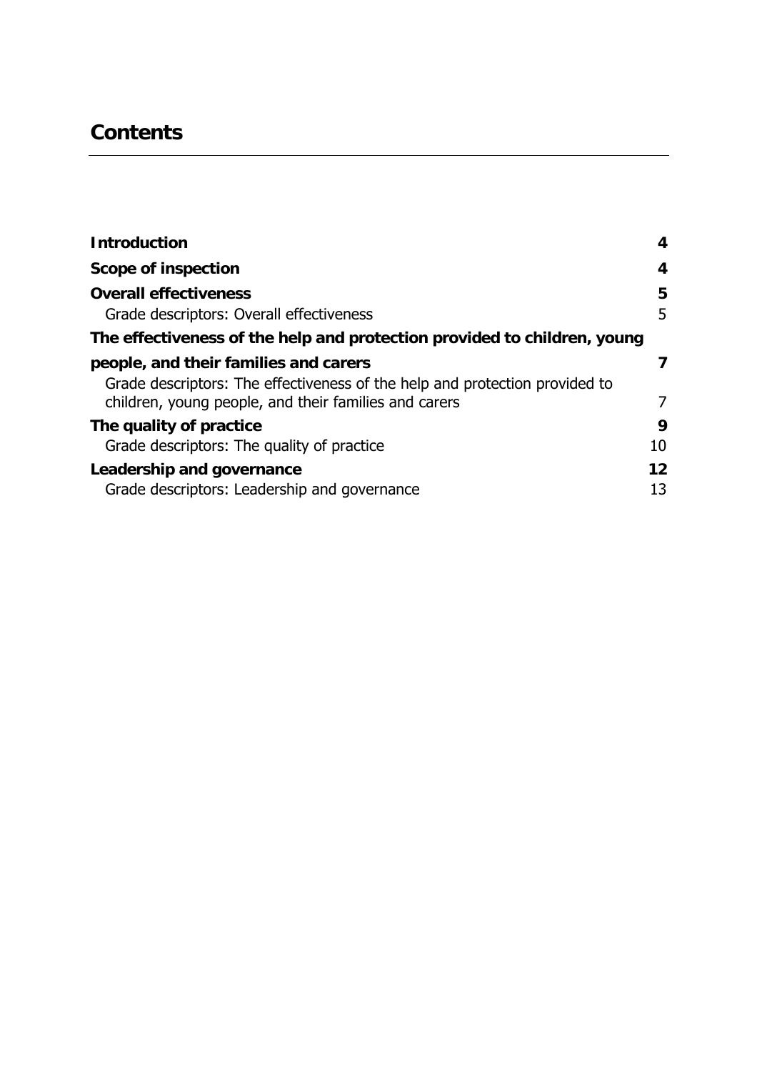# Contents

| | |
|---|---|
| **Introduction** | **4** |
| **Scope of inspection** | **4** |
| **Overall effectiveness** | **5** |
| Grade descriptors: Overall effectiveness | 5 |
| **The effectiveness of the help and protection provided to children, young people, and their families and carers** | **7** |
| Grade descriptors: The effectiveness of the help and protection provided to children, young people, and their families and carers | 7 |
| **The quality of practice** | **9** |
| Grade descriptors: The quality of practice | 10 |
| **Leadership and governance** | **12** |
| Grade descriptors: Leadership and governance | 13 |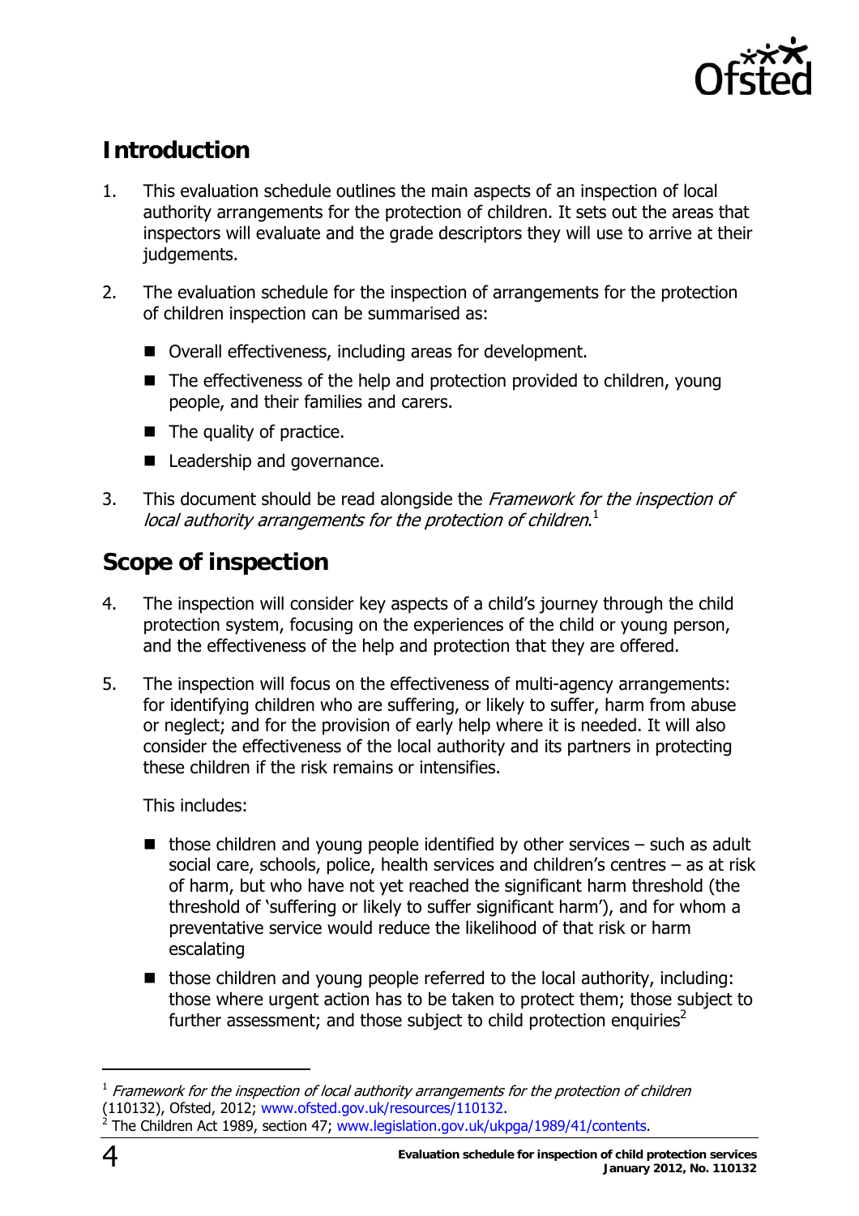## Introduction

1. This evaluation schedule outlines the main aspects of an inspection of local authority arrangements for the protection of children. It sets out the areas that inspectors will evaluate and the grade descriptors they will use to arrive at their judgements.

2. The evaluation schedule for the inspection of arrangements for the protection of children inspection can be summarised as:

   - Overall effectiveness, including areas for development.
   - The effectiveness of the help and protection provided to children, young people, and their families and carers.
   - The quality of practice.
   - Leadership and governance.

3. This document should be read alongside the *Framework for the inspection of local authority arrangements for the protection of children*.[1]

## Scope of inspection

4. The inspection will consider key aspects of a child's journey through the child protection system, focusing on the experiences of the child or young person, and the effectiveness of the help and protection that they are offered.

5. The inspection will focus on the effectiveness of multi-agency arrangements: for identifying children who are suffering, or likely to suffer, harm from abuse or neglect; and for the provision of early help where it is needed. It will also consider the effectiveness of the local authority and its partners in protecting these children if the risk remains or intensifies.

   This includes:

   - those children and young people identified by other services – such as adult social care, schools, police, health services and children's centres – as at risk of harm, but who have not yet reached the significant harm threshold (the threshold of 'suffering or likely to suffer significant harm'), and for whom a preventative service would reduce the likelihood of that risk or harm escalating
   - those children and young people referred to the local authority, including: those where urgent action has to be taken to protect them; those subject to further assessment; and those subject to child protection enquiries[2]

---

[1] *Framework for the inspection of local authority arrangements for the protection of children* (110132), Ofsted, 2012; www.ofsted.gov.uk/resources/110132.

[2] The Children Act 1989, section 47; www.legislation.gov.uk/ukpga/1989/41/contents.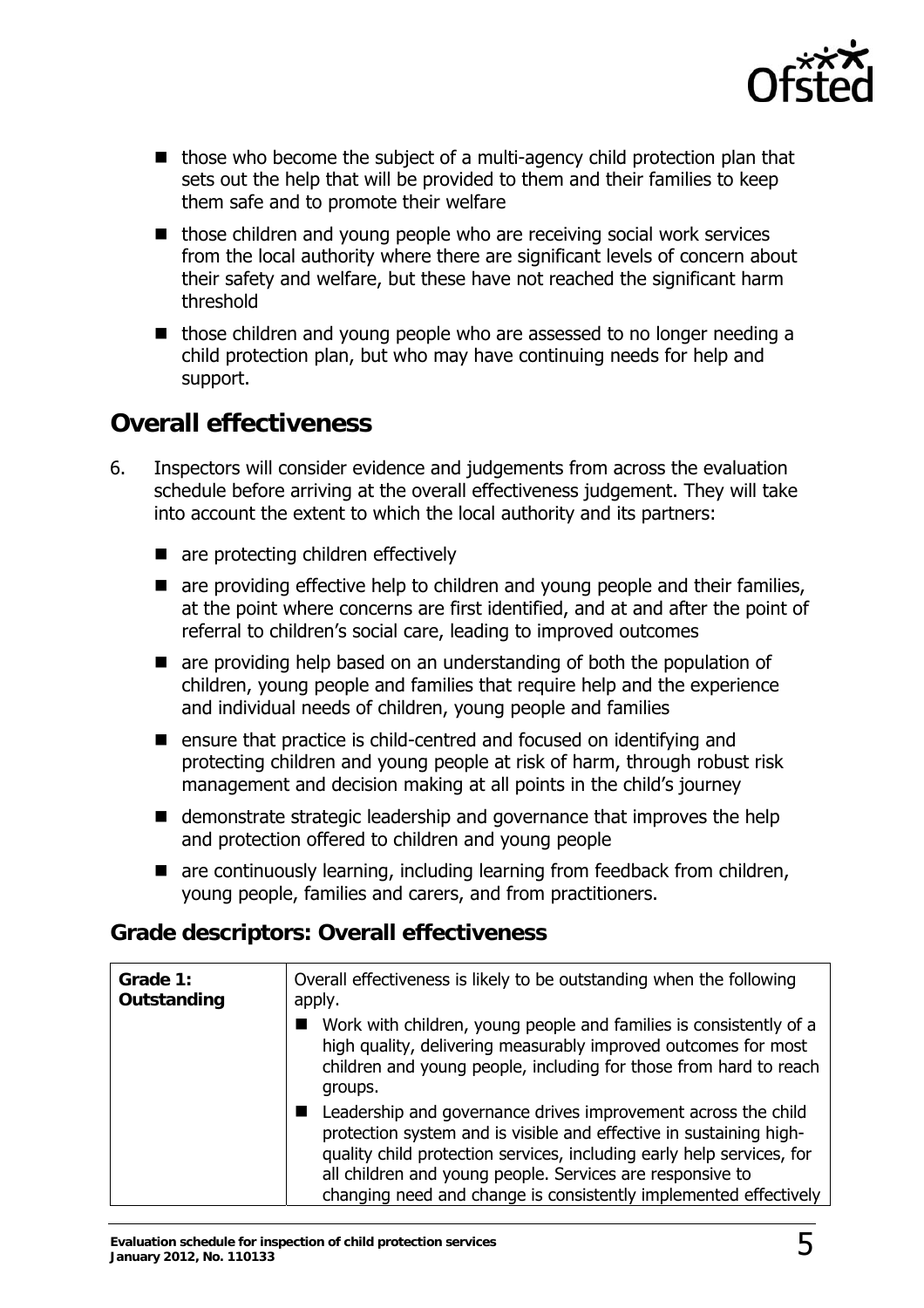- those who become the subject of a multi-agency child protection plan that sets out the help that will be provided to them and their families to keep them safe and to promote their welfare
- those children and young people who are receiving social work services from the local authority where there are significant levels of concern about their safety and welfare, but these have not reached the significant harm threshold
- those children and young people who are assessed to no longer needing a child protection plan, but who may have continuing needs for help and support.

## Overall effectiveness

6. Inspectors will consider evidence and judgements from across the evaluation schedule before arriving at the overall effectiveness judgement. They will take into account the extent to which the local authority and its partners:

   - are protecting children effectively
   - are providing effective help to children and young people and their families, at the point where concerns are first identified, and at and after the point of referral to children's social care, leading to improved outcomes
   - are providing help based on an understanding of both the population of children, young people and families that require help and the experience and individual needs of children, young people and families
   - ensure that practice is child-centred and focused on identifying and protecting children and young people at risk of harm, through robust risk management and decision making at all points in the child's journey
   - demonstrate strategic leadership and governance that improves the help and protection offered to children and young people
   - are continuously learning, including learning from feedback from children, young people, families and carers, and from practitioners.

### Grade descriptors: Overall effectiveness

| Grade | Descriptor |
|---|---|
| **Grade 1: Outstanding** | Overall effectiveness is likely to be outstanding when the following apply.<br>■ Work with children, young people and families is consistently of a high quality, delivering measurably improved outcomes for most children and young people, including for those from hard to reach groups.<br>■ Leadership and governance drives improvement across the child protection system and is visible and effective in sustaining high-quality child protection services, including early help services, for all children and young people. Services are responsive to changing need and change is consistently implemented effectively |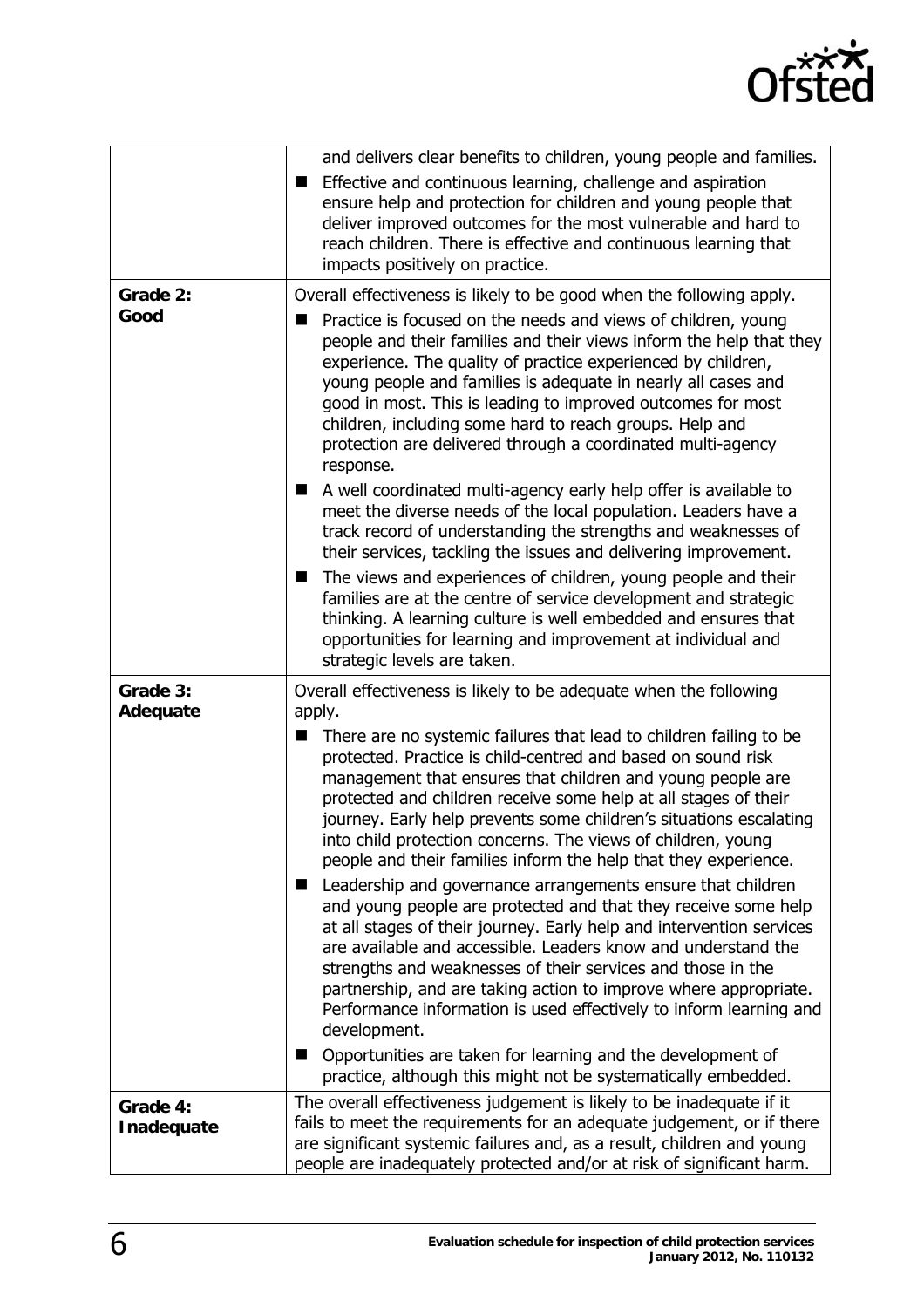| | |
|---|---|
| | and delivers clear benefits to children, young people and families.<br>■ Effective and continuous learning, challenge and aspiration ensure help and protection for children and young people that deliver improved outcomes for the most vulnerable and hard to reach children. There is effective and continuous learning that impacts positively on practice. |
| **Grade 2: Good** | Overall effectiveness is likely to be good when the following apply.<br>■ Practice is focused on the needs and views of children, young people and their families and their views inform the help that they experience. The quality of practice experienced by children, young people and families is adequate in nearly all cases and good in most. This is leading to improved outcomes for most children, including some hard to reach groups. Help and protection are delivered through a coordinated multi-agency response.<br>■ A well coordinated multi-agency early help offer is available to meet the diverse needs of the local population. Leaders have a track record of understanding the strengths and weaknesses of their services, tackling the issues and delivering improvement.<br>■ The views and experiences of children, young people and their families are at the centre of service development and strategic thinking. A learning culture is well embedded and ensures that opportunities for learning and improvement at individual and strategic levels are taken. |
| **Grade 3: Adequate** | Overall effectiveness is likely to be adequate when the following apply.<br>■ There are no systemic failures that lead to children failing to be protected. Practice is child-centred and based on sound risk management that ensures that children and young people are protected and children receive some help at all stages of their journey. Early help prevents some children's situations escalating into child protection concerns. The views of children, young people and their families inform the help that they experience.<br>■ Leadership and governance arrangements ensure that children and young people are protected and that they receive some help at all stages of their journey. Early help and intervention services are available and accessible. Leaders know and understand the strengths and weaknesses of their services and those in the partnership, and are taking action to improve where appropriate. Performance information is used effectively to inform learning and development.<br>■ Opportunities are taken for learning and the development of practice, although this might not be systematically embedded. |
| **Grade 4: Inadequate** | The overall effectiveness judgement is likely to be inadequate if it fails to meet the requirements for an adequate judgement, or if there are significant systemic failures and, as a result, children and young people are inadequately protected and/or at risk of significant harm. |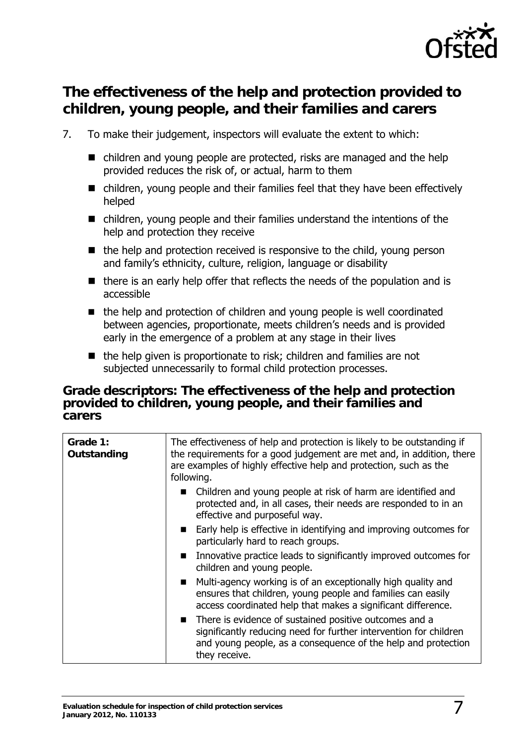## The effectiveness of the help and protection provided to children, young people, and their families and carers

7. To make their judgement, inspectors will evaluate the extent to which:

   - children and young people are protected, risks are managed and the help provided reduces the risk of, or actual, harm to them
   - children, young people and their families feel that they have been effectively helped
   - children, young people and their families understand the intentions of the help and protection they receive
   - the help and protection received is responsive to the child, young person and family's ethnicity, culture, religion, language or disability
   - there is an early help offer that reflects the needs of the population and is accessible
   - the help and protection of children and young people is well coordinated between agencies, proportionate, meets children's needs and is provided early in the emergence of a problem at any stage in their lives
   - the help given is proportionate to risk; children and families are not subjected unnecessarily to formal child protection processes.

### Grade descriptors: The effectiveness of the help and protection provided to children, young people, and their families and carers

| | |
|---|---|
| **Grade 1: Outstanding** | The effectiveness of help and protection is likely to be outstanding if the requirements for a good judgement are met and, in addition, there are examples of highly effective help and protection, such as the following.<br>■ Children and young people at risk of harm are identified and protected and, in all cases, their needs are responded to in an effective and purposeful way.<br>■ Early help is effective in identifying and improving outcomes for particularly hard to reach groups.<br>■ Innovative practice leads to significantly improved outcomes for children and young people.<br>■ Multi-agency working is of an exceptionally high quality and ensures that children, young people and families can easily access coordinated help that makes a significant difference.<br>■ There is evidence of sustained positive outcomes and a significantly reducing need for further intervention for children and young people, as a consequence of the help and protection they receive. |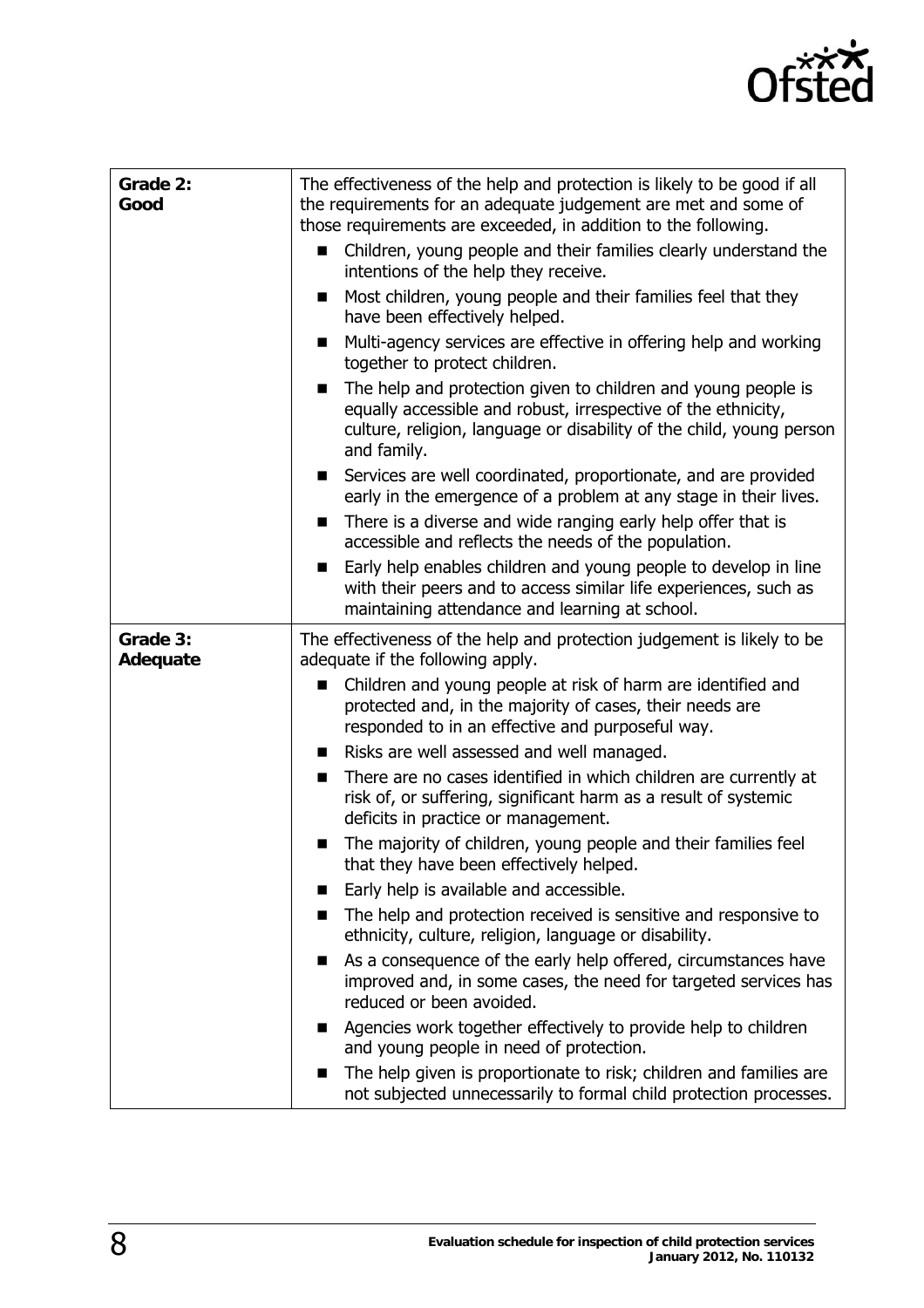| | |
|---|---|
| **Grade 2: Good** | The effectiveness of the help and protection is likely to be good if all the requirements for an adequate judgement are met and some of those requirements are exceeded, in addition to the following.<br>■ Children, young people and their families clearly understand the intentions of the help they receive.<br>■ Most children, young people and their families feel that they have been effectively helped.<br>■ Multi-agency services are effective in offering help and working together to protect children.<br>■ The help and protection given to children and young people is equally accessible and robust, irrespective of the ethnicity, culture, religion, language or disability of the child, young person and family.<br>■ Services are well coordinated, proportionate, and are provided early in the emergence of a problem at any stage in their lives.<br>■ There is a diverse and wide ranging early help offer that is accessible and reflects the needs of the population.<br>■ Early help enables children and young people to develop in line with their peers and to access similar life experiences, such as maintaining attendance and learning at school. |
| **Grade 3: Adequate** | The effectiveness of the help and protection judgement is likely to be adequate if the following apply.<br>■ Children and young people at risk of harm are identified and protected and, in the majority of cases, their needs are responded to in an effective and purposeful way.<br>■ Risks are well assessed and well managed.<br>■ There are no cases identified in which children are currently at risk of, or suffering, significant harm as a result of systemic deficits in practice or management.<br>■ The majority of children, young people and their families feel that they have been effectively helped.<br>■ Early help is available and accessible.<br>■ The help and protection received is sensitive and responsive to ethnicity, culture, religion, language or disability.<br>■ As a consequence of the early help offered, circumstances have improved and, in some cases, the need for targeted services has reduced or been avoided.<br>■ Agencies work together effectively to provide help to children and young people in need of protection.<br>■ The help given is proportionate to risk; children and families are not subjected unnecessarily to formal child protection processes. |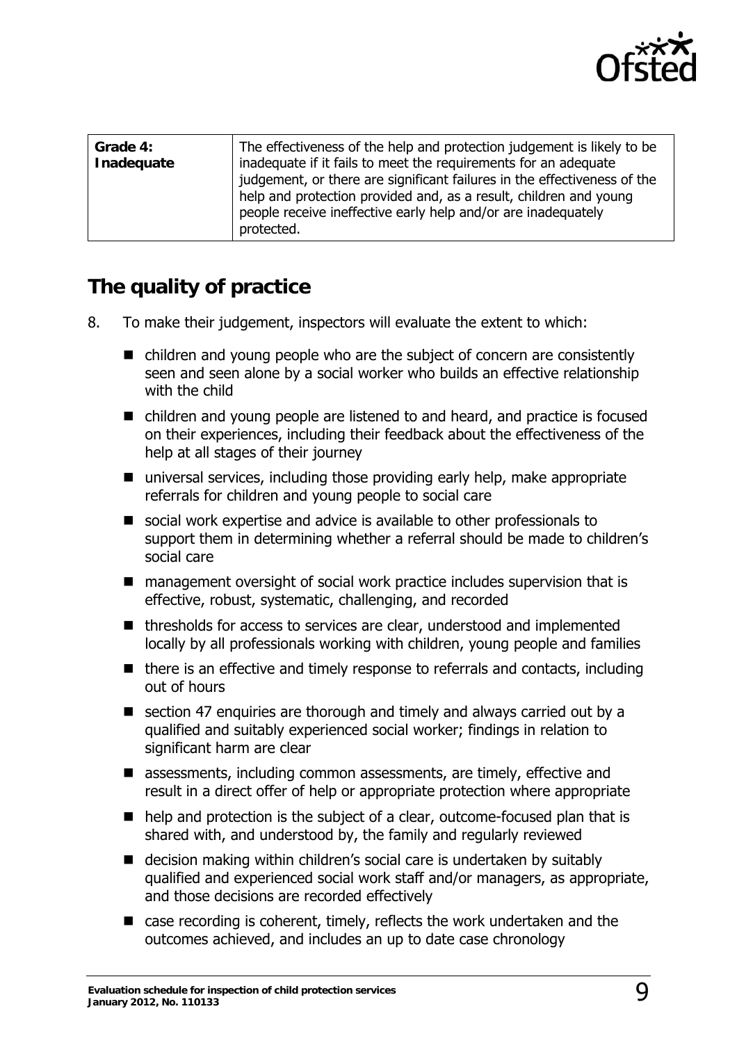| Grade 4: Inadequate | The effectiveness of the help and protection judgement is likely to be inadequate if it fails to meet the requirements for an adequate judgement, or there are significant failures in the effectiveness of the help and protection provided and, as a result, children and young people receive ineffective early help and/or are inadequately protected. |
|---|---|

## The quality of practice

8. To make their judgement, inspectors will evaluate the extent to which:

   - children and young people who are the subject of concern are consistently seen and seen alone by a social worker who builds an effective relationship with the child
   - children and young people are listened to and heard, and practice is focused on their experiences, including their feedback about the effectiveness of the help at all stages of their journey
   - universal services, including those providing early help, make appropriate referrals for children and young people to social care
   - social work expertise and advice is available to other professionals to support them in determining whether a referral should be made to children's social care
   - management oversight of social work practice includes supervision that is effective, robust, systematic, challenging, and recorded
   - thresholds for access to services are clear, understood and implemented locally by all professionals working with children, young people and families
   - there is an effective and timely response to referrals and contacts, including out of hours
   - section 47 enquiries are thorough and timely and always carried out by a qualified and suitably experienced social worker; findings in relation to significant harm are clear
   - assessments, including common assessments, are timely, effective and result in a direct offer of help or appropriate protection where appropriate
   - help and protection is the subject of a clear, outcome-focused plan that is shared with, and understood by, the family and regularly reviewed
   - decision making within children's social care is undertaken by suitably qualified and experienced social work staff and/or managers, as appropriate, and those decisions are recorded effectively
   - case recording is coherent, timely, reflects the work undertaken and the outcomes achieved, and includes an up to date case chronology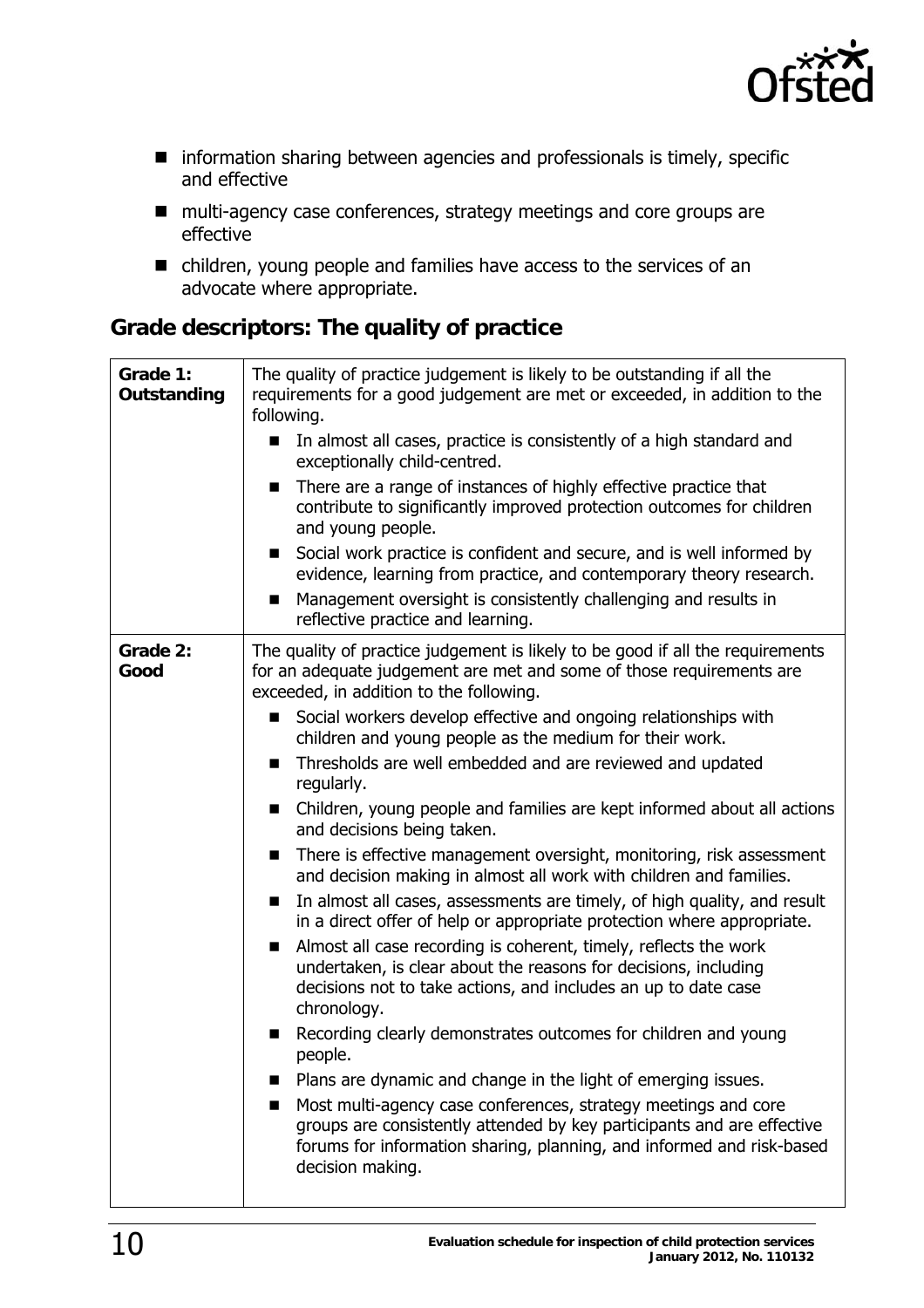- information sharing between agencies and professionals is timely, specific and effective
- multi-agency case conferences, strategy meetings and core groups are effective
- children, young people and families have access to the services of an advocate where appropriate.

## Grade descriptors: The quality of practice

| | |
|---|---|
| **Grade 1: Outstanding** | The quality of practice judgement is likely to be outstanding if all the requirements for a good judgement are met or exceeded, in addition to the following.<br>■ In almost all cases, practice is consistently of a high standard and exceptionally child-centred.<br>■ There are a range of instances of highly effective practice that contribute to significantly improved protection outcomes for children and young people.<br>■ Social work practice is confident and secure, and is well informed by evidence, learning from practice, and contemporary theory research.<br>■ Management oversight is consistently challenging and results in reflective practice and learning. |
| **Grade 2: Good** | The quality of practice judgement is likely to be good if all the requirements for an adequate judgement are met and some of those requirements are exceeded, in addition to the following.<br>■ Social workers develop effective and ongoing relationships with children and young people as the medium for their work.<br>■ Thresholds are well embedded and are reviewed and updated regularly.<br>■ Children, young people and families are kept informed about all actions and decisions being taken.<br>■ There is effective management oversight, monitoring, risk assessment and decision making in almost all work with children and families.<br>■ In almost all cases, assessments are timely, of high quality, and result in a direct offer of help or appropriate protection where appropriate.<br>■ Almost all case recording is coherent, timely, reflects the work undertaken, is clear about the reasons for decisions, including decisions not to take actions, and includes an up to date case chronology.<br>■ Recording clearly demonstrates outcomes for children and young people.<br>■ Plans are dynamic and change in the light of emerging issues.<br>■ Most multi-agency case conferences, strategy meetings and core groups are consistently attended by key participants and are effective forums for information sharing, planning, and informed and risk-based decision making. |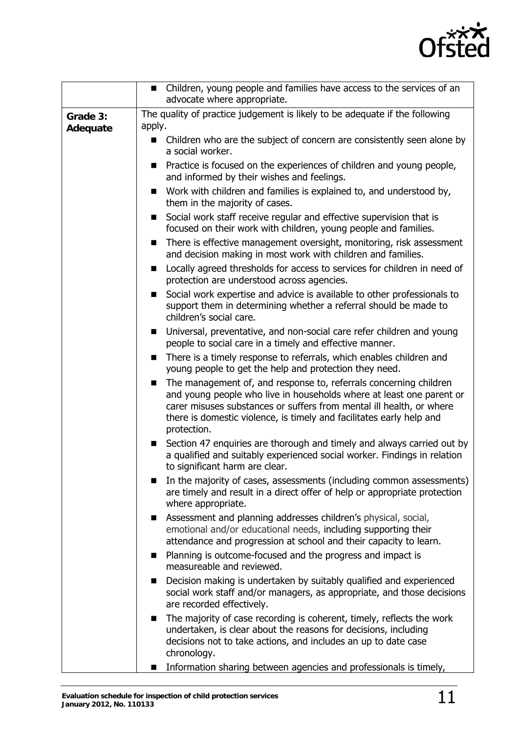| | |
|---|---|
| | ■ Children, young people and families have access to the services of an advocate where appropriate. |
| **Grade 3: Adequate** | The quality of practice judgement is likely to be adequate if the following apply.<br>■ Children who are the subject of concern are consistently seen alone by a social worker.<br>■ Practice is focused on the experiences of children and young people, and informed by their wishes and feelings.<br>■ Work with children and families is explained to, and understood by, them in the majority of cases.<br>■ Social work staff receive regular and effective supervision that is focused on their work with children, young people and families.<br>■ There is effective management oversight, monitoring, risk assessment and decision making in most work with children and families.<br>■ Locally agreed thresholds for access to services for children in need of protection are understood across agencies.<br>■ Social work expertise and advice is available to other professionals to support them in determining whether a referral should be made to children's social care.<br>■ Universal, preventative, and non-social care refer children and young people to social care in a timely and effective manner.<br>■ There is a timely response to referrals, which enables children and young people to get the help and protection they need.<br>■ The management of, and response to, referrals concerning children and young people who live in households where at least one parent or carer misuses substances or suffers from mental ill health, or where there is domestic violence, is timely and facilitates early help and protection.<br>■ Section 47 enquiries are thorough and timely and always carried out by a qualified and suitably experienced social worker. Findings in relation to significant harm are clear.<br>■ In the majority of cases, assessments (including common assessments) are timely and result in a direct offer of help or appropriate protection where appropriate.<br>■ Assessment and planning addresses children's physical, social, emotional and/or educational needs, including supporting their attendance and progression at school and their capacity to learn.<br>■ Planning is outcome-focused and the progress and impact is measureable and reviewed.<br>■ Decision making is undertaken by suitably qualified and experienced social work staff and/or managers, as appropriate, and those decisions are recorded effectively.<br>■ The majority of case recording is coherent, timely, reflects the work undertaken, is clear about the reasons for decisions, including decisions not to take actions, and includes an up to date case chronology.<br>■ Information sharing between agencies and professionals is timely, |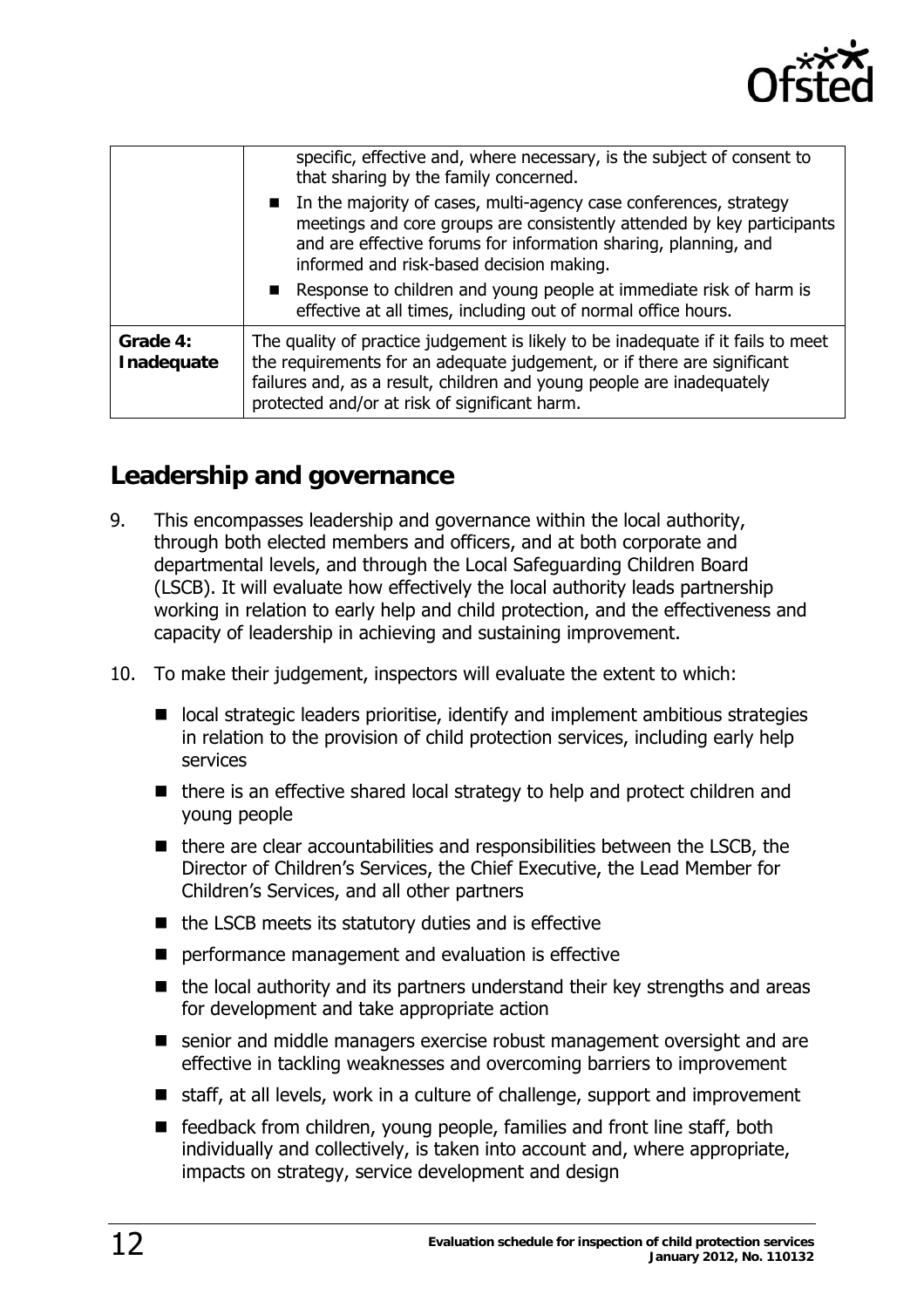| | |
|---|---|
| | specific, effective and, where necessary, is the subject of consent to that sharing by the family concerned.<br>■ In the majority of cases, multi-agency case conferences, strategy meetings and core groups are consistently attended by key participants and are effective forums for information sharing, planning, and informed and risk-based decision making.<br>■ Response to children and young people at immediate risk of harm is effective at all times, including out of normal office hours. |
| **Grade 4: Inadequate** | The quality of practice judgement is likely to be inadequate if it fails to meet the requirements for an adequate judgement, or if there are significant failures and, as a result, children and young people are inadequately protected and/or at risk of significant harm. |

## Leadership and governance

9. This encompasses leadership and governance within the local authority, through both elected members and officers, and at both corporate and departmental levels, and through the Local Safeguarding Children Board (LSCB). It will evaluate how effectively the local authority leads partnership working in relation to early help and child protection, and the effectiveness and capacity of leadership in achieving and sustaining improvement.

10. To make their judgement, inspectors will evaluate the extent to which:

- local strategic leaders prioritise, identify and implement ambitious strategies in relation to the provision of child protection services, including early help services
- there is an effective shared local strategy to help and protect children and young people
- there are clear accountabilities and responsibilities between the LSCB, the Director of Children's Services, the Chief Executive, the Lead Member for Children's Services, and all other partners
- the LSCB meets its statutory duties and is effective
- performance management and evaluation is effective
- the local authority and its partners understand their key strengths and areas for development and take appropriate action
- senior and middle managers exercise robust management oversight and are effective in tackling weaknesses and overcoming barriers to improvement
- staff, at all levels, work in a culture of challenge, support and improvement
- feedback from children, young people, families and front line staff, both individually and collectively, is taken into account and, where appropriate, impacts on strategy, service development and design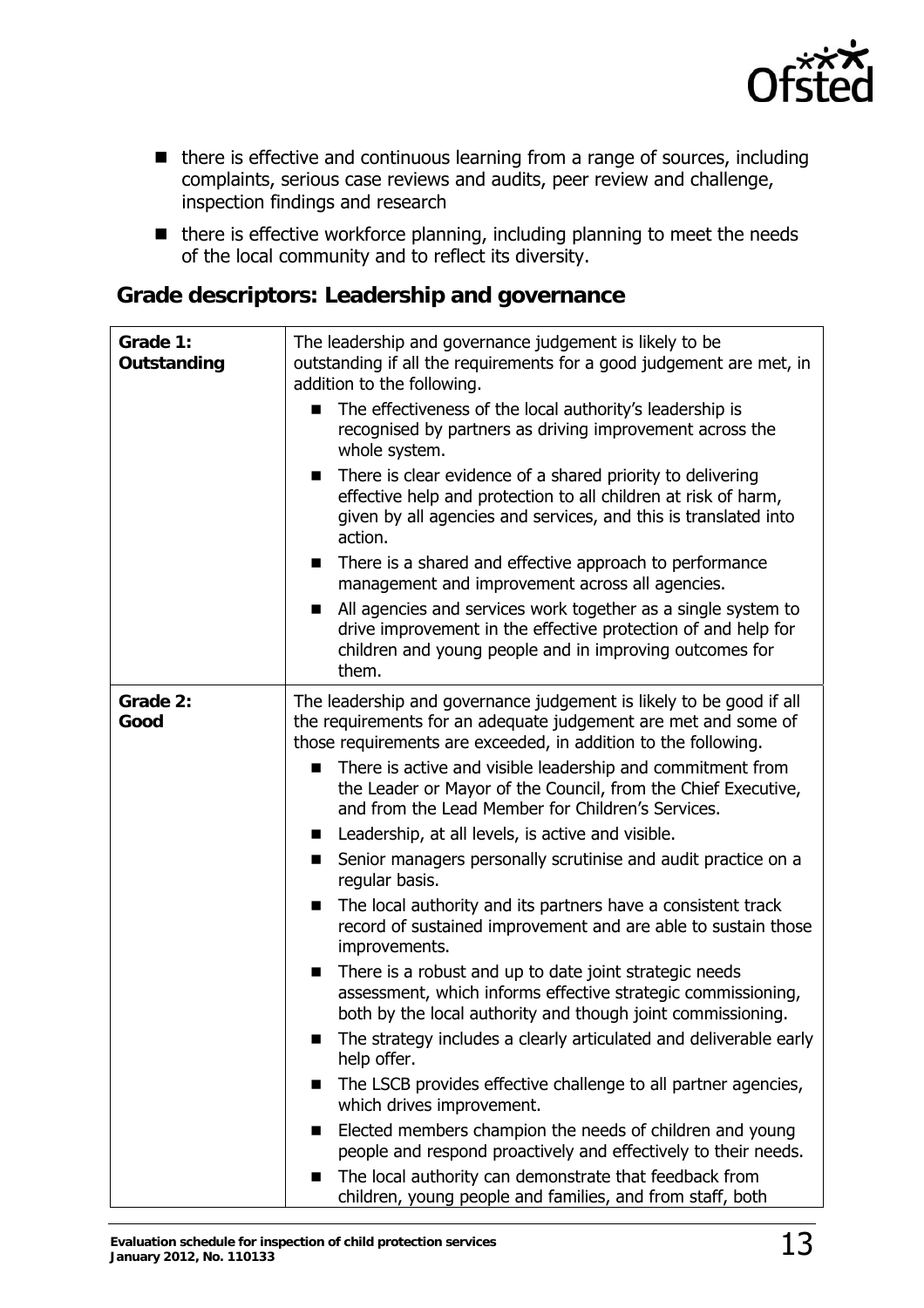- there is effective and continuous learning from a range of sources, including complaints, serious case reviews and audits, peer review and challenge, inspection findings and research
- there is effective workforce planning, including planning to meet the needs of the local community and to reflect its diversity.

## Grade descriptors: Leadership and governance

| | |
|---|---|
| **Grade 1: Outstanding** | The leadership and governance judgement is likely to be outstanding if all the requirements for a good judgement are met, in addition to the following.<br>■ The effectiveness of the local authority's leadership is recognised by partners as driving improvement across the whole system.<br>■ There is clear evidence of a shared priority to delivering effective help and protection to all children at risk of harm, given by all agencies and services, and this is translated into action.<br>■ There is a shared and effective approach to performance management and improvement across all agencies.<br>■ All agencies and services work together as a single system to drive improvement in the effective protection of and help for children and young people and in improving outcomes for them. |
| **Grade 2: Good** | The leadership and governance judgement is likely to be good if all the requirements for an adequate judgement are met and some of those requirements are exceeded, in addition to the following.<br>■ There is active and visible leadership and commitment from the Leader or Mayor of the Council, from the Chief Executive, and from the Lead Member for Children's Services.<br>■ Leadership, at all levels, is active and visible.<br>■ Senior managers personally scrutinise and audit practice on a regular basis.<br>■ The local authority and its partners have a consistent track record of sustained improvement and are able to sustain those improvements.<br>■ There is a robust and up to date joint strategic needs assessment, which informs effective strategic commissioning, both by the local authority and though joint commissioning.<br>■ The strategy includes a clearly articulated and deliverable early help offer.<br>■ The LSCB provides effective challenge to all partner agencies, which drives improvement.<br>■ Elected members champion the needs of children and young people and respond proactively and effectively to their needs.<br>■ The local authority can demonstrate that feedback from children, young people and families, and from staff, both |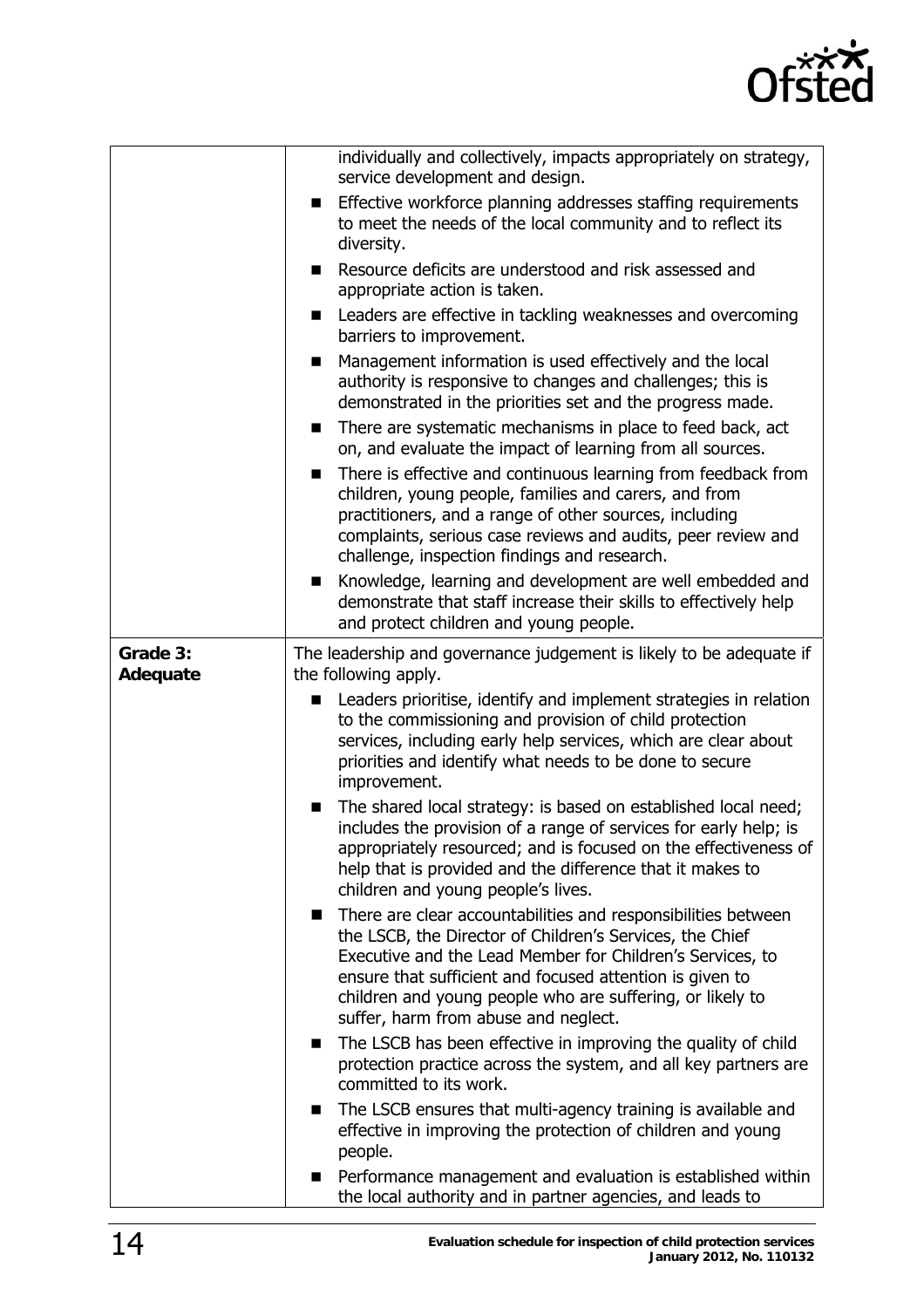| | |
|---|---|
| | individually and collectively, impacts appropriately on strategy, service development and design.<br>■ Effective workforce planning addresses staffing requirements to meet the needs of the local community and to reflect its diversity.<br>■ Resource deficits are understood and risk assessed and appropriate action is taken.<br>■ Leaders are effective in tackling weaknesses and overcoming barriers to improvement.<br>■ Management information is used effectively and the local authority is responsive to changes and challenges; this is demonstrated in the priorities set and the progress made.<br>■ There are systematic mechanisms in place to feed back, act on, and evaluate the impact of learning from all sources.<br>■ There is effective and continuous learning from feedback from children, young people, families and carers, and from practitioners, and a range of other sources, including complaints, serious case reviews and audits, peer review and challenge, inspection findings and research.<br>■ Knowledge, learning and development are well embedded and demonstrate that staff increase their skills to effectively help and protect children and young people. |
| **Grade 3: Adequate** | The leadership and governance judgement is likely to be adequate if the following apply.<br>■ Leaders prioritise, identify and implement strategies in relation to the commissioning and provision of child protection services, including early help services, which are clear about priorities and identify what needs to be done to secure improvement.<br>■ The shared local strategy: is based on established local need; includes the provision of a range of services for early help; is appropriately resourced; and is focused on the effectiveness of help that is provided and the difference that it makes to children and young people's lives.<br>■ There are clear accountabilities and responsibilities between the LSCB, the Director of Children's Services, the Chief Executive and the Lead Member for Children's Services, to ensure that sufficient and focused attention is given to children and young people who are suffering, or likely to suffer, harm from abuse and neglect.<br>■ The LSCB has been effective in improving the quality of child protection practice across the system, and all key partners are committed to its work.<br>■ The LSCB ensures that multi-agency training is available and effective in improving the protection of children and young people.<br>■ Performance management and evaluation is established within the local authority and in partner agencies, and leads to |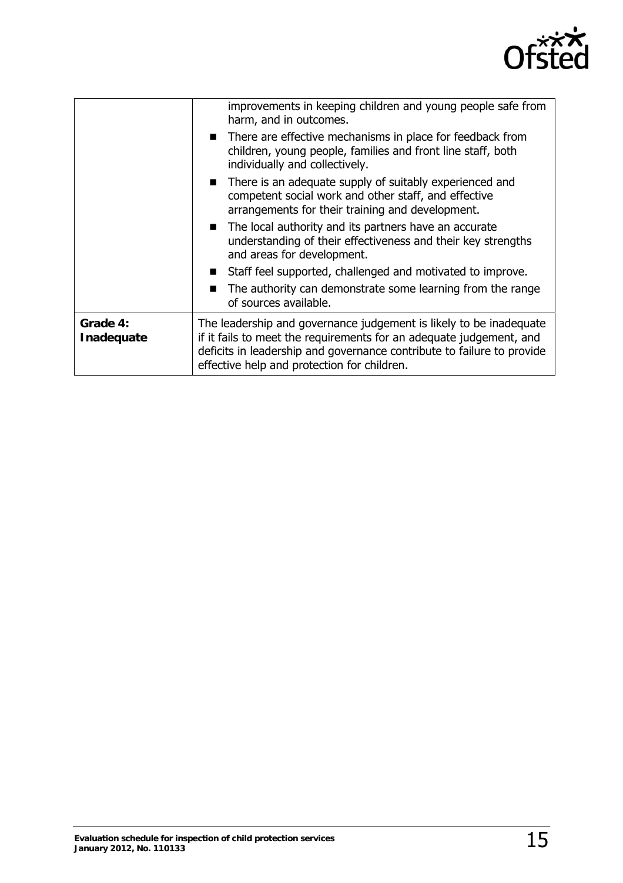| | |
|---|---|
| | improvements in keeping children and young people safe from harm, and in outcomes.<br>■ There are effective mechanisms in place for feedback from children, young people, families and front line staff, both individually and collectively.<br>■ There is an adequate supply of suitably experienced and competent social work and other staff, and effective arrangements for their training and development.<br>■ The local authority and its partners have an accurate understanding of their effectiveness and their key strengths and areas for development.<br>■ Staff feel supported, challenged and motivated to improve.<br>■ The authority can demonstrate some learning from the range of sources available. |
| **Grade 4: Inadequate** | The leadership and governance judgement is likely to be inadequate if it fails to meet the requirements for an adequate judgement, and deficits in leadership and governance contribute to failure to provide effective help and protection for children. |